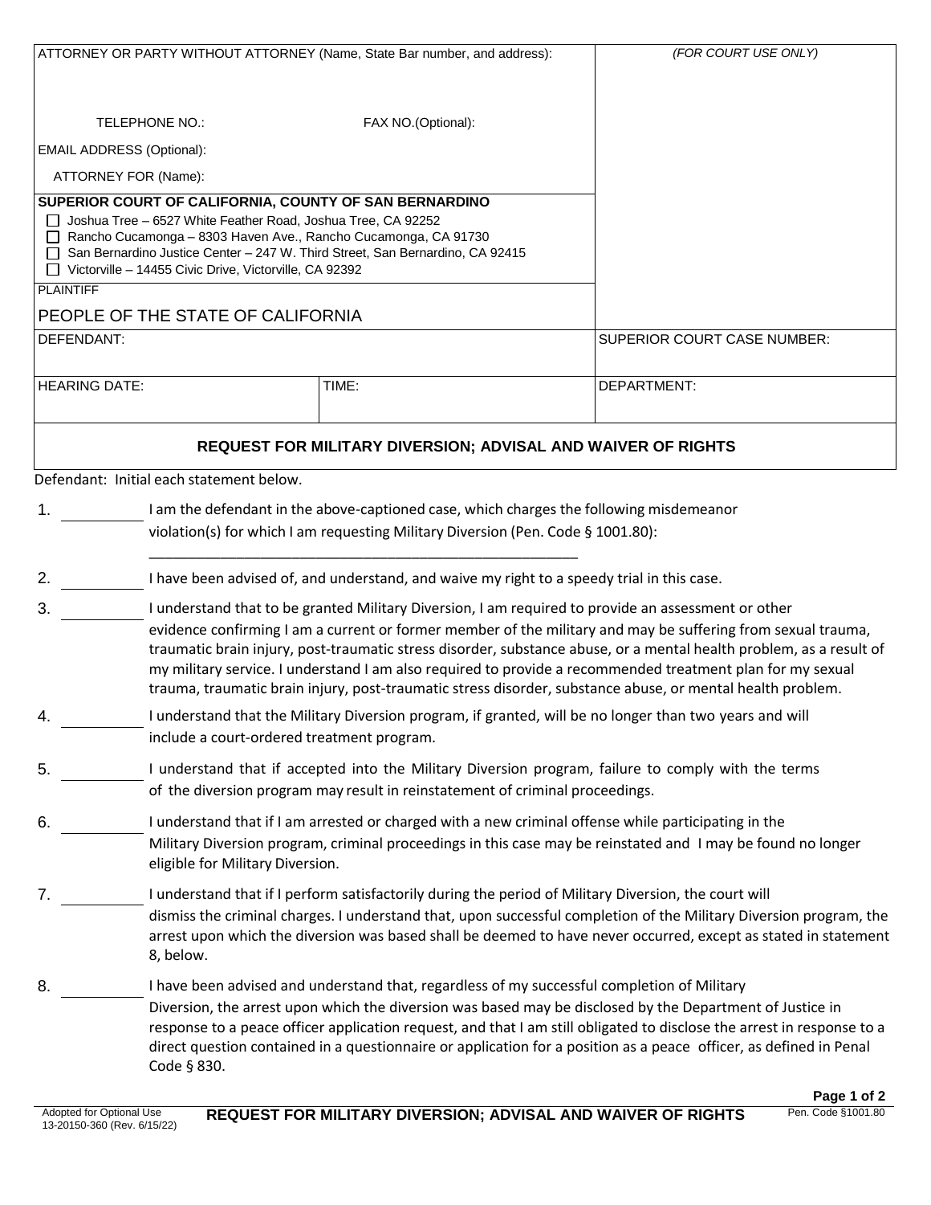| ATTORNEY OR PARTY WITHOUT ATTORNEY (Name, State Bar number, and address): | | *(FOR COURT USE ONLY)* |
|---|---|---|
| TELEPHONE NO.: | FAX NO.(Optional): | |
| EMAIL ADDRESS (Optional): | | |
| ATTORNEY FOR (Name): | | |
| **SUPERIOR COURT OF CALIFORNIA, COUNTY OF SAN BERNARDINO**<br>☐ Joshua Tree – 6527 White Feather Road, Joshua Tree, CA 92252<br>☐ Rancho Cucamonga – 8303 Haven Ave., Rancho Cucamonga, CA 91730<br>☐ San Bernardino Justice Center – 247 W. Third Street, San Bernardino, CA 92415<br>☐ Victorville – 14455 Civic Drive, Victorville, CA 92392 | | |
| PLAINTIFF<br>PEOPLE OF THE STATE OF CALIFORNIA | | |
| DEFENDANT: | | SUPERIOR COURT CASE NUMBER: |
| HEARING DATE: | TIME: | DEPARTMENT: |

## REQUEST FOR MILITARY DIVERSION; ADVISAL AND WAIVER OF RIGHTS

Defendant: Initial each statement below.

1. ________ I am the defendant in the above-captioned case, which charges the following misdemeanor violation(s) for which I am requesting Military Diversion (Pen. Code § 1001.80):

   ______________________________________________________

2. ________ I have been advised of, and understand, and waive my right to a speedy trial in this case.

3. ________ I understand that to be granted Military Diversion, I am required to provide an assessment or other evidence confirming I am a current or former member of the military and may be suffering from sexual trauma, traumatic brain injury, post-traumatic stress disorder, substance abuse, or a mental health problem, as a result of my military service. I understand I am also required to provide a recommended treatment plan for my sexual trauma, traumatic brain injury, post-traumatic stress disorder, substance abuse, or mental health problem.

4. ________ I understand that the Military Diversion program, if granted, will be no longer than two years and will include a court-ordered treatment program.

5. ________ I understand that if accepted into the Military Diversion program, failure to comply with the terms of the diversion program may result in reinstatement of criminal proceedings.

6. ________ I understand that if I am arrested or charged with a new criminal offense while participating in the Military Diversion program, criminal proceedings in this case may be reinstated and I may be found no longer eligible for Military Diversion.

7. ________ I understand that if I perform satisfactorily during the period of Military Diversion, the court will dismiss the criminal charges. I understand that, upon successful completion of the Military Diversion program, the arrest upon which the diversion was based shall be deemed to have never occurred, except as stated in statement 8, below.

8. ________ I have been advised and understand that, regardless of my successful completion of Military Diversion, the arrest upon which the diversion was based may be disclosed by the Department of Justice in response to a peace officer application request, and that I am still obligated to disclose the arrest in response to a direct question contained in a questionnaire or application for a position as a peace officer, as defined in Penal Code § 830.

Adopted for Optional Use
13-20150-360 (Rev. 6/15/22)

Pen. Code §1001.80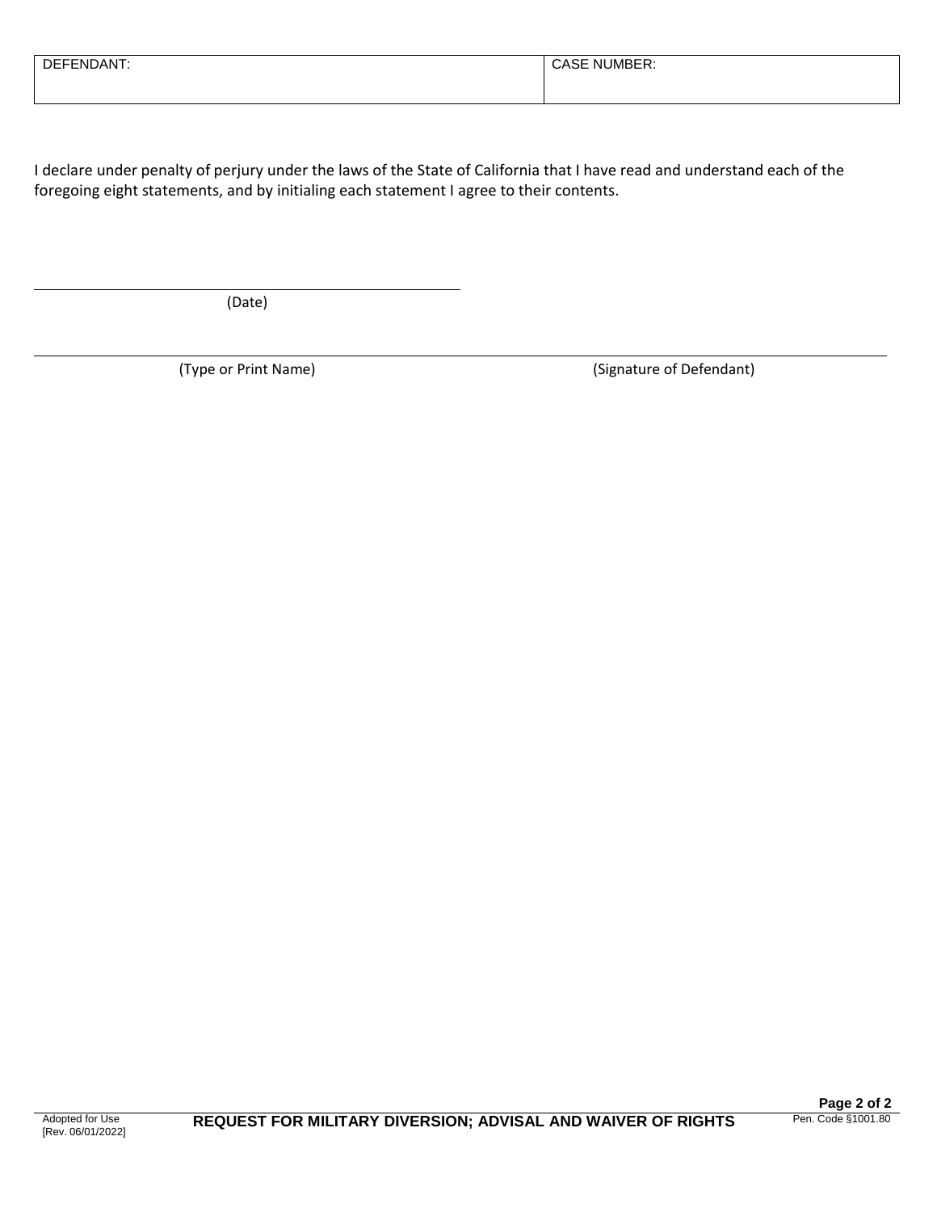| DEFENDANT: | CASE NUMBER: |
| --- | --- |
| | |

I declare under penalty of perjury under the laws of the State of California that I have read and understand each of the foregoing eight statements, and by initialing each statement I agree to their contents.

\_\_\_\_\_\_\_\_\_\_\_\_\_\_\_\_\_\_\_\_\_\_\_\_\_\_\_\_\_\_\_\_\_\_\_\_\_\_\_\_

(Date)

\_\_\_\_\_\_\_\_\_\_\_\_\_\_\_\_\_\_\_\_\_\_\_\_\_\_\_\_\_\_\_\_\_\_\_\_\_\_\_\_ \_\_\_\_\_\_\_\_\_\_\_\_\_\_\_\_\_\_\_\_\_\_\_\_\_\_\_\_\_\_\_\_\_\_\_\_\_\_\_\_

(Type or Print Name) (Signature of Defendant)

Adopted for Use
[Rev. 06/01/2022]

**REQUEST FOR MILITARY DIVERSION; ADVISAL AND WAIVER OF RIGHTS**

Pen. Code §1001.80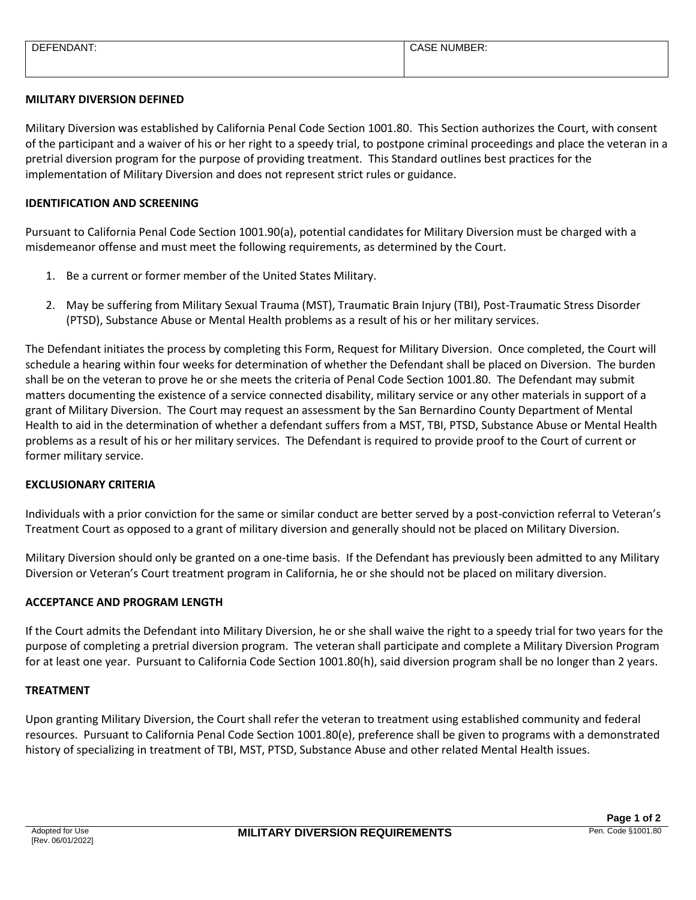| DEFENDANT: | CASE NUMBER: |
| --- | --- |
| | |

**MILITARY DIVERSION DEFINED**

Military Diversion was established by California Penal Code Section 1001.80. This Section authorizes the Court, with consent of the participant and a waiver of his or her right to a speedy trial, to postpone criminal proceedings and place the veteran in a pretrial diversion program for the purpose of providing treatment. This Standard outlines best practices for the implementation of Military Diversion and does not represent strict rules or guidance.

**IDENTIFICATION AND SCREENING**

Pursuant to California Penal Code Section 1001.90(a), potential candidates for Military Diversion must be charged with a misdemeanor offense and must meet the following requirements, as determined by the Court.

1. Be a current or former member of the United States Military.
2. May be suffering from Military Sexual Trauma (MST), Traumatic Brain Injury (TBI), Post-Traumatic Stress Disorder (PTSD), Substance Abuse or Mental Health problems as a result of his or her military services.

The Defendant initiates the process by completing this Form, Request for Military Diversion. Once completed, the Court will schedule a hearing within four weeks for determination of whether the Defendant shall be placed on Diversion. The burden shall be on the veteran to prove he or she meets the criteria of Penal Code Section 1001.80. The Defendant may submit matters documenting the existence of a service connected disability, military service or any other materials in support of a grant of Military Diversion. The Court may request an assessment by the San Bernardino County Department of Mental Health to aid in the determination of whether a defendant suffers from a MST, TBI, PTSD, Substance Abuse or Mental Health problems as a result of his or her military services. The Defendant is required to provide proof to the Court of current or former military service.

**EXCLUSIONARY CRITERIA**

Individuals with a prior conviction for the same or similar conduct are better served by a post-conviction referral to Veteran's Treatment Court as opposed to a grant of military diversion and generally should not be placed on Military Diversion.

Military Diversion should only be granted on a one-time basis. If the Defendant has previously been admitted to any Military Diversion or Veteran's Court treatment program in California, he or she should not be placed on military diversion.

**ACCEPTANCE AND PROGRAM LENGTH**

If the Court admits the Defendant into Military Diversion, he or she shall waive the right to a speedy trial for two years for the purpose of completing a pretrial diversion program. The veteran shall participate and complete a Military Diversion Program for at least one year. Pursuant to California Code Section 1001.80(h), said diversion program shall be no longer than 2 years.

**TREATMENT**

Upon granting Military Diversion, the Court shall refer the veteran to treatment using established community and federal resources. Pursuant to California Penal Code Section 1001.80(e), preference shall be given to programs with a demonstrated history of specializing in treatment of TBI, MST, PTSD, Substance Abuse and other related Mental Health issues.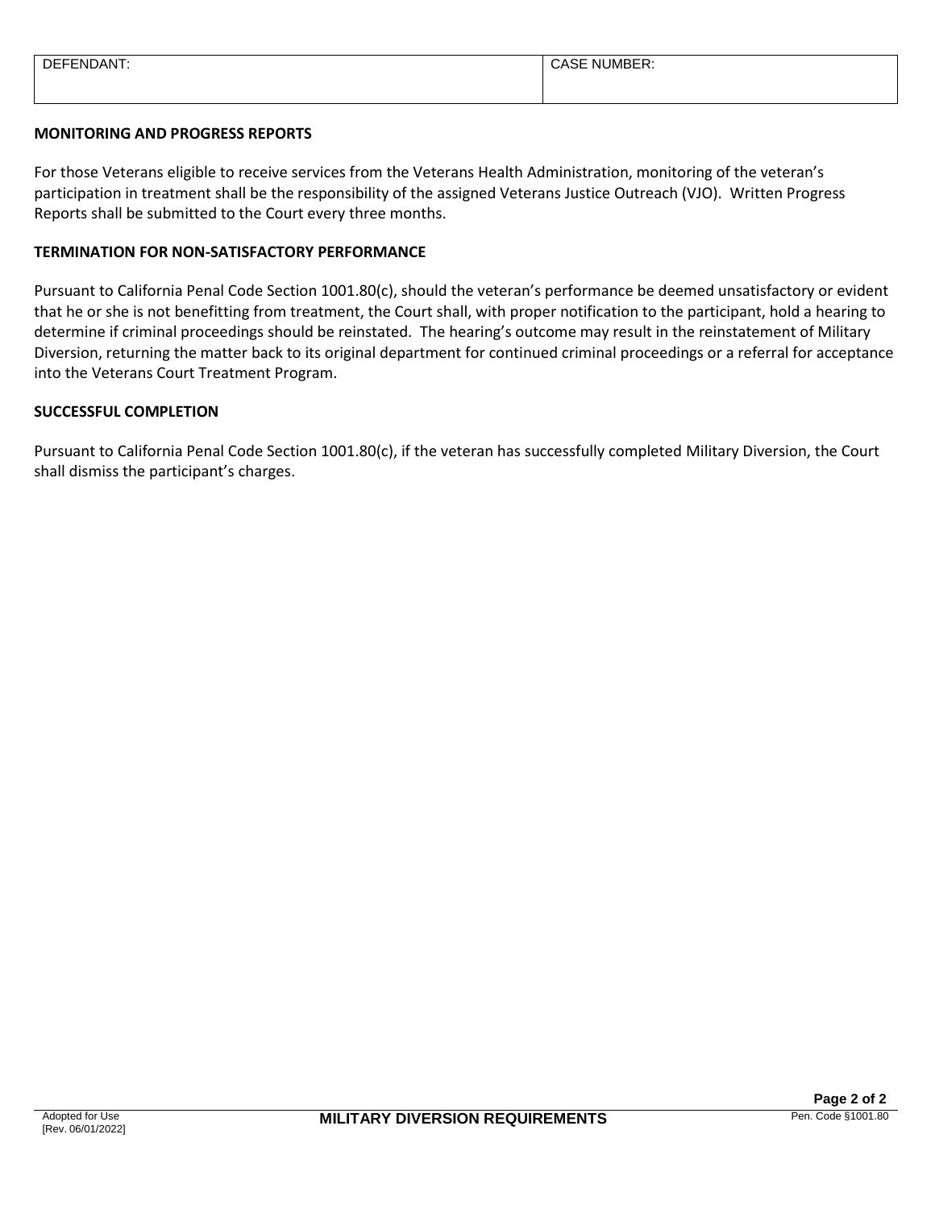| DEFENDANT: | CASE NUMBER: |
|---|---|
| | |

**MONITORING AND PROGRESS REPORTS**

For those Veterans eligible to receive services from the Veterans Health Administration, monitoring of the veteran's participation in treatment shall be the responsibility of the assigned Veterans Justice Outreach (VJO). Written Progress Reports shall be submitted to the Court every three months.

**TERMINATION FOR NON-SATISFACTORY PERFORMANCE**

Pursuant to California Penal Code Section 1001.80(c), should the veteran's performance be deemed unsatisfactory or evident that he or she is not benefitting from treatment, the Court shall, with proper notification to the participant, hold a hearing to determine if criminal proceedings should be reinstated. The hearing's outcome may result in the reinstatement of Military Diversion, returning the matter back to its original department for continued criminal proceedings or a referral for acceptance into the Veterans Court Treatment Program.

**SUCCESSFUL COMPLETION**

Pursuant to California Penal Code Section 1001.80(c), if the veteran has successfully completed Military Diversion, the Court shall dismiss the participant's charges.

Adopted for Use
[Rev. 06/01/2022]

**MILITARY DIVERSION REQUIREMENTS**

Pen. Code §1001.80